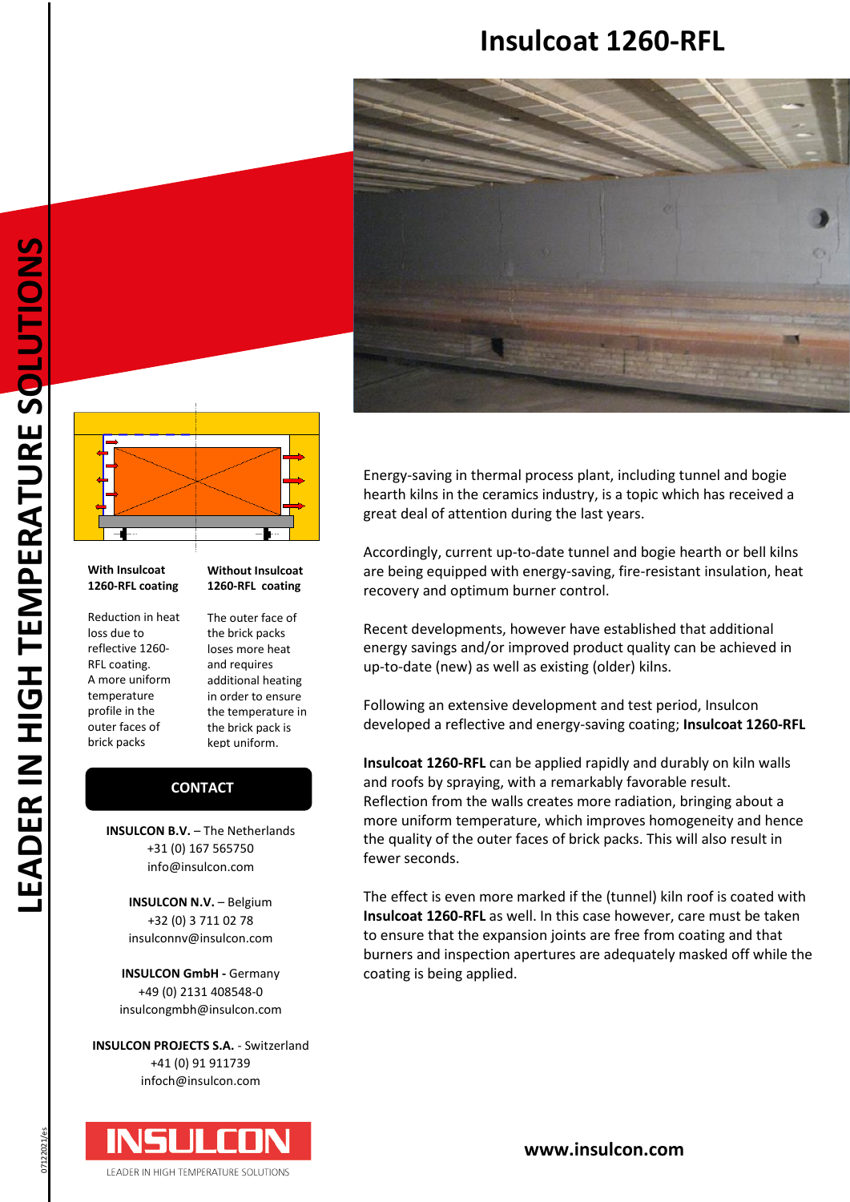# Insulcoat 1260-RFL

| With Insulcoat 1260-RFL coating | Without Insulcoat 1260-RFL coating |
|---|---|
| Reduction in heat loss due to reflective 1260-RFL coating. A more uniform temperature profile in the outer faces of brick packs | The outer face of the brick packs loses more heat and requires additional heating in order to ensure the temperature in the brick pack is kept uniform. |

Energy-saving in thermal process plant, including tunnel and bogie hearth kilns in the ceramics industry, is a topic which has received a great deal of attention during the last years.

Accordingly, current up-to-date tunnel and bogie hearth or bell kilns are being equipped with energy-saving, fire-resistant insulation, heat recovery and optimum burner control.

Recent developments, however have established that additional energy savings and/or improved product quality can be achieved in up-to-date (new) as well as existing (older) kilns.

Following an extensive development and test period, Insulcon developed a reflective and energy-saving coating; **Insulcoat 1260-RFL**

**Insulcoat 1260-RFL** can be applied rapidly and durably on kiln walls and roofs by spraying, with a remarkably favorable result. Reflection from the walls creates more radiation, bringing about a more uniform temperature, which improves homogeneity and hence the quality of the outer faces of brick packs. This will also result in fewer seconds.

The effect is even more marked if the (tunnel) kiln roof is coated with **Insulcoat 1260-RFL** as well. In this case however, care must be taken to ensure that the expansion joints are free from coating and that burners and inspection apertures are adequately masked off while the coating is being applied.

## CONTACT

**INSULCON B.V.** – The Netherlands
+31 (0) 167 565750
info@insulcon.com

**INSULCON N.V.** – Belgium
+32 (0) 3 711 02 78
insulconnv@insulcon.com

**INSULCON GmbH -** Germany
+49 (0) 2131 408548-0
insulcongmbh@insulcon.com

**INSULCON PROJECTS S.A.** - Switzerland
+41 (0) 91 911739
infoch@insulcon.com

INSULCON
LEADER IN HIGH TEMPERATURE SOLUTIONS

**www.insulcon.com**

07122021/es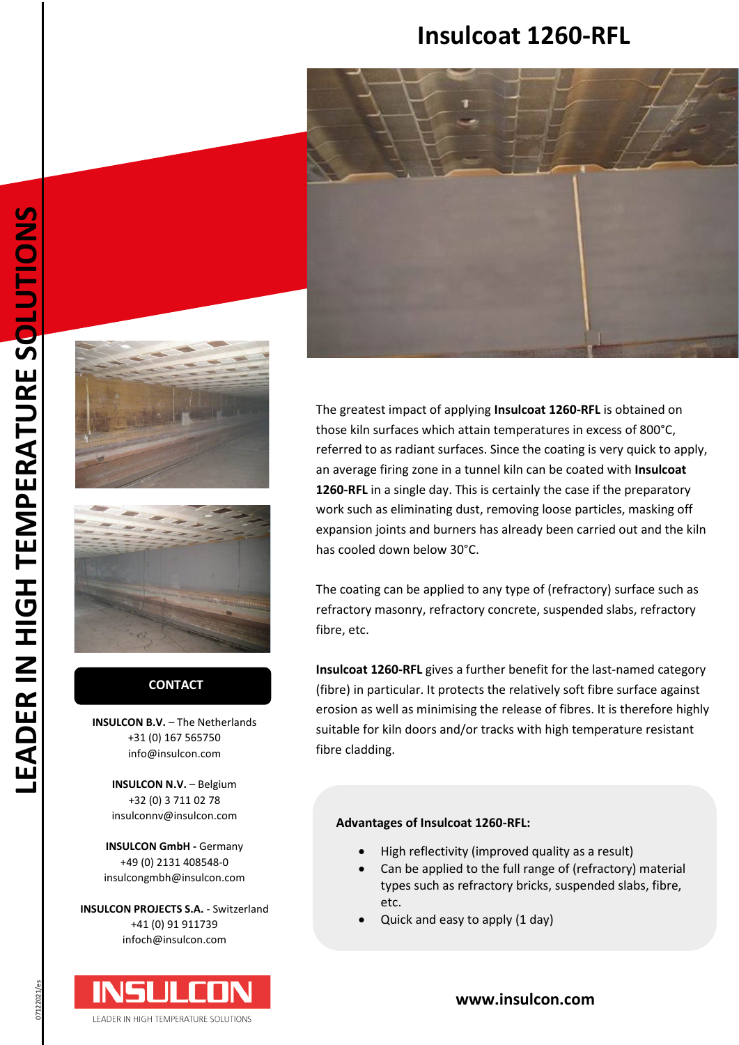# Insulcoat 1260-RFL

The greatest impact of applying **Insulcoat 1260-RFL** is obtained on those kiln surfaces which attain temperatures in excess of 800°C, referred to as radiant surfaces. Since the coating is very quick to apply, an average firing zone in a tunnel kiln can be coated with **Insulcoat 1260-RFL** in a single day. This is certainly the case if the preparatory work such as eliminating dust, removing loose particles, masking off expansion joints and burners has already been carried out and the kiln has cooled down below 30°C.

The coating can be applied to any type of (refractory) surface such as refractory masonry, refractory concrete, suspended slabs, refractory fibre, etc.

**Insulcoat 1260-RFL** gives a further benefit for the last-named category (fibre) in particular. It protects the relatively soft fibre surface against erosion as well as minimising the release of fibres. It is therefore highly suitable for kiln doors and/or tracks with high temperature resistant fibre cladding.

**Advantages of Insulcoat 1260-RFL:**

- High reflectivity (improved quality as a result)
- Can be applied to the full range of (refractory) material types such as refractory bricks, suspended slabs, fibre, etc.
- Quick and easy to apply (1 day)

**CONTACT**

**INSULCON B.V.** – The Netherlands
+31 (0) 167 565750
info@insulcon.com

**INSULCON N.V.** – Belgium
+32 (0) 3 711 02 78
insulconnv@insulcon.com

**INSULCON GmbH -** Germany
+49 (0) 2131 408548-0
insulcongmbh@insulcon.com

**INSULCON PROJECTS S.A.** - Switzerland
+41 (0) 91 911739
infoch@insulcon.com

INSULCON
LEADER IN HIGH TEMPERATURE SOLUTIONS

**www.insulcon.com**

LEADER IN HIGH TEMPERATURE SOLUTIONS

07122021/es